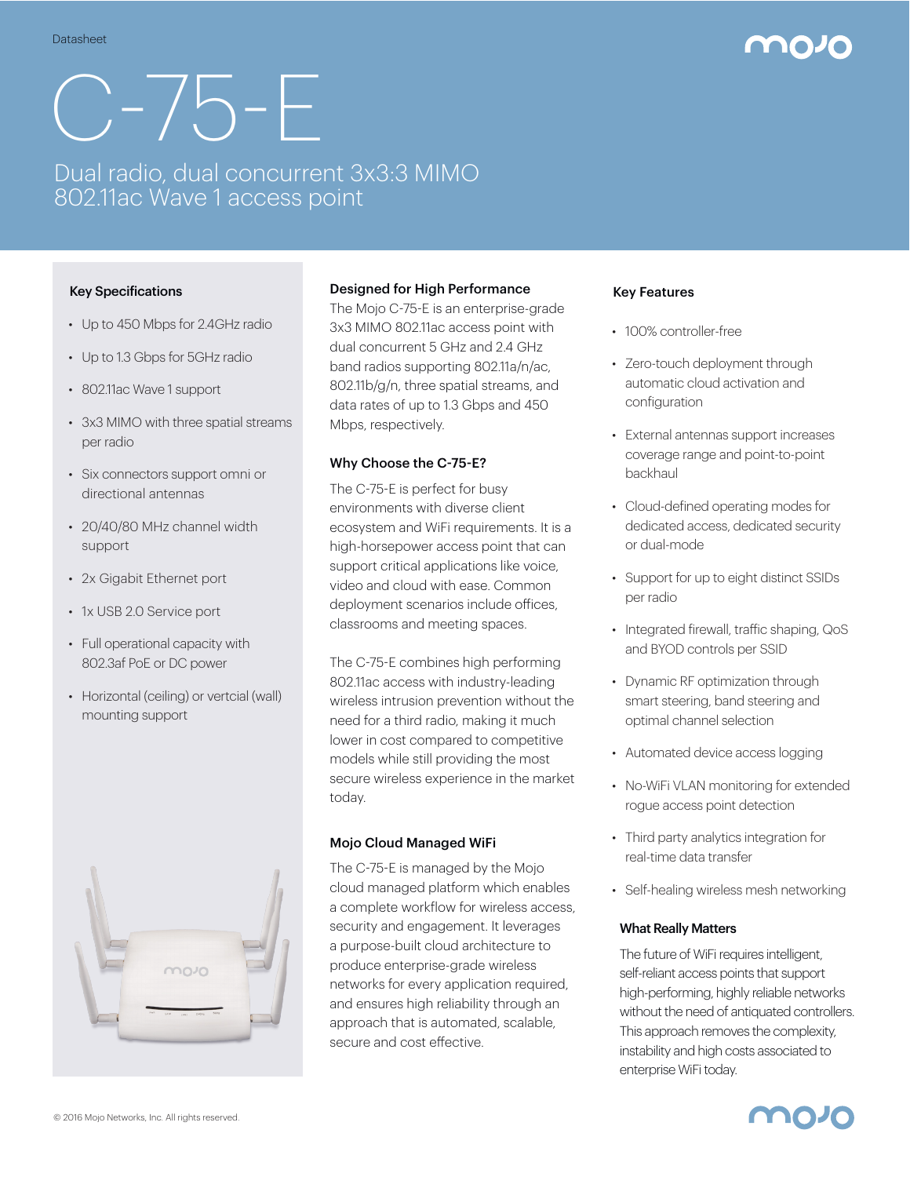Datasheet

# C-75-E

## Dual radio, dual concurrent 3x3:3 MIMO 802.11ac Wave 1 access point

### Key Specifications

- Up to 450 Mbps for 2.4GHz radio
- Up to 1.3 Gbps for 5GHz radio
- 802.11ac Wave 1 support
- 3x3 MIMO with three spatial streams per radio
- Six connectors support omni or directional antennas
- 20/40/80 MHz channel width support
- 2x Gigabit Ethernet port
- 1x USB 2.0 Service port
- Full operational capacity with 802.3af PoE or DC power
- Horizontal (ceiling) or vertcial (wall) mounting support

### Designed for High Performance

The Mojo C-75-E is an enterprise-grade 3x3 MIMO 802.11ac access point with dual concurrent 5 GHz and 2.4 GHz band radios supporting 802.11a/n/ac, 802.11b/g/n, three spatial streams, and data rates of up to 1.3 Gbps and 450 Mbps, respectively.

### Why Choose the C-75-E?

The C-75-E is perfect for busy environments with diverse client ecosystem and WiFi requirements. It is a high-horsepower access point that can support critical applications like voice, video and cloud with ease. Common deployment scenarios include offices, classrooms and meeting spaces.

The C-75-E combines high performing 802.11ac access with industry-leading wireless intrusion prevention without the need for a third radio, making it much lower in cost compared to competitive models while still providing the most secure wireless experience in the market today.

### Mojo Cloud Managed WiFi

The C-75-E is managed by the Mojo cloud managed platform which enables a complete workflow for wireless access, security and engagement. It leverages a purpose-built cloud architecture to produce enterprise-grade wireless networks for every application required, and ensures high reliability through an approach that is automated, scalable, secure and cost effective.

### Key Features

- 100% controller-free
- Zero-touch deployment through automatic cloud activation and configuration
- External antennas support increases coverage range and point-to-point backhaul
- Cloud-defined operating modes for dedicated access, dedicated security or dual-mode
- Support for up to eight distinct SSIDs per radio
- Integrated firewall, traffic shaping, QoS and BYOD controls per SSID
- Dynamic RF optimization through smart steering, band steering and optimal channel selection
- Automated device access logging
- No-WiFi VLAN monitoring for extended rogue access point detection
- Third party analytics integration for real-time data transfer
- Self-healing wireless mesh networking

### What Really Matters

The future of WiFi requires intelligent, self-reliant access points that support high-performing, highly reliable networks without the need of antiquated controllers. This approach removes the complexity, instability and high costs associated to enterprise WiFi today.

© 2016 Mojo Networks, Inc. All rights reserved.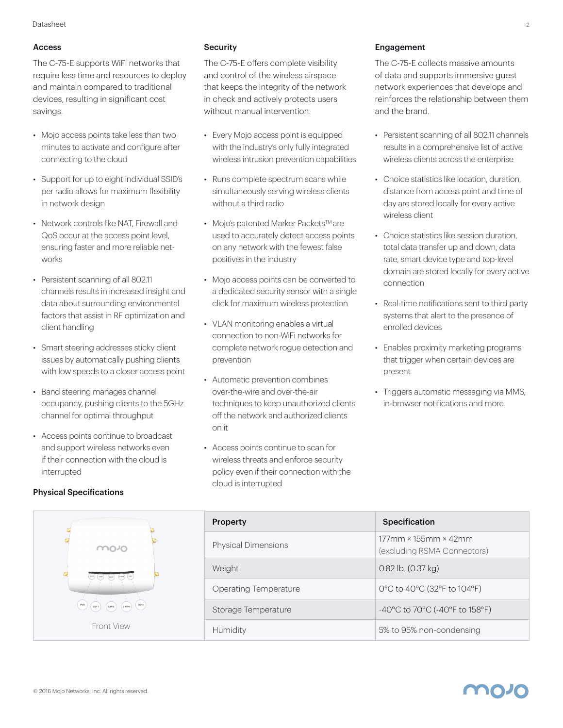## Access

The C-75-E supports WiFi networks that require less time and resources to deploy and maintain compared to traditional devices, resulting in significant cost savings.

- Mojo access points take less than two minutes to activate and configure after connecting to the cloud
- Support for up to eight individual SSID's per radio allows for maximum flexibility in network design
- Network controls like NAT, Firewall and QoS occur at the access point level, ensuring faster and more reliable networks
- Persistent scanning of all 802.11 channels results in increased insight and data about surrounding environmental factors that assist in RF optimization and client handling
- Smart steering addresses sticky client issues by automatically pushing clients with low speeds to a closer access point
- Band steering manages channel occupancy, pushing clients to the 5GHz channel for optimal throughput
- Access points continue to broadcast and support wireless networks even if their connection with the cloud is interrupted

## Security

The C-75-E offers complete visibility and control of the wireless airspace that keeps the integrity of the network in check and actively protects users without manual intervention.

- Every Mojo access point is equipped with the industry's only fully integrated wireless intrusion prevention capabilities
- Runs complete spectrum scans while simultaneously serving wireless clients without a third radio
- Mojo's patented Marker Packets™ are used to accurately detect access points on any network with the fewest false positives in the industry
- Mojo access points can be converted to a dedicated security sensor with a single click for maximum wireless protection
- VLAN monitoring enables a virtual connection to non-WiFi networks for complete network rogue detection and prevention
- Automatic prevention combines over-the-wire and over-the-air techniques to keep unauthorized clients off the network and authorized clients on it
- Access points continue to scan for wireless threats and enforce security policy even if their connection with the cloud is interrupted

## Engagement

The C-75-E collects massive amounts of data and supports immersive guest network experiences that develops and reinforces the relationship between them and the brand.

- Persistent scanning of all 802.11 channels results in a comprehensive list of active wireless clients across the enterprise
- Choice statistics like location, duration, distance from access point and time of day are stored locally for every active wireless client
- Choice statistics like session duration, total data transfer up and down, data rate, smart device type and top-level domain are stored locally for every active connection
- Real-time notifications sent to third party systems that alert to the presence of enrolled devices
- Enables proximity marketing programs that trigger when certain devices are present
- Triggers automatic messaging via MMS, in-browser notifications and more

## Physical Specifications

Front View

| Property | Specification |
|---|---|
| Physical Dimensions | 177mm × 155mm × 42mm (excluding RSMA Connectors) |
| Weight | 0.82 lb. (0.37 kg) |
| Operating Temperature | 0°C to 40°C (32°F to 104°F) |
| Storage Temperature | -40°C to 70°C (-40°F to 158°F) |
| Humidity | 5% to 95% non-condensing |

© 2016 Mojo Networks, Inc. All rights reserved.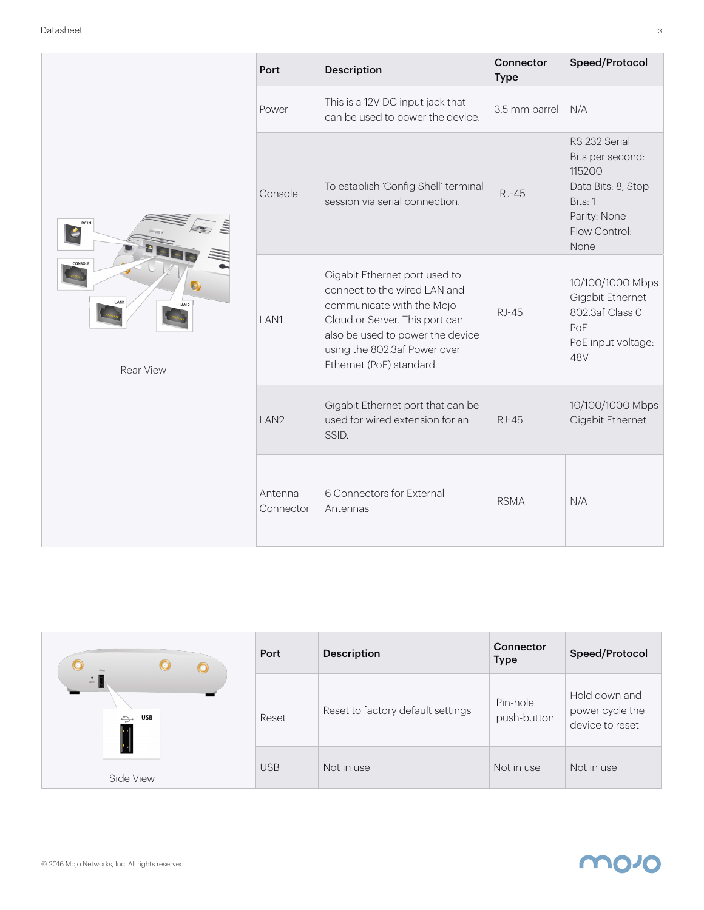Rear View

| Port | Description | Connector Type | Speed/Protocol |
|---|---|---|---|
| Power | This is a 12V DC input jack that can be used to power the device. | 3.5 mm barrel | N/A |
| Console | To establish 'Config Shell' terminal session via serial connection. | RJ-45 | RS 232 Serial Bits per second: 115200 Data Bits: 8, Stop Bits: 1 Parity: None Flow Control: None |
| LAN1 | Gigabit Ethernet port used to connect to the wired LAN and communicate with the Mojo Cloud or Server. This port can also be used to power the device using the 802.3af Power over Ethernet (PoE) standard. | RJ-45 | 10/100/1000 Mbps Gigabit Ethernet 802.3af Class 0 PoE PoE input voltage: 48V |
| LAN2 | Gigabit Ethernet port that can be used for wired extension for an SSID. | RJ-45 | 10/100/1000 Mbps Gigabit Ethernet |
| Antenna Connector | 6 Connectors for External Antennas | RSMA | N/A |

Side View

| Port | Description | Connector Type | Speed/Protocol |
|---|---|---|---|
| Reset | Reset to factory default settings | Pin-hole push-button | Hold down and power cycle the device to reset |
| USB | Not in use | Not in use | Not in use |

© 2016 Mojo Networks, Inc. All rights reserved.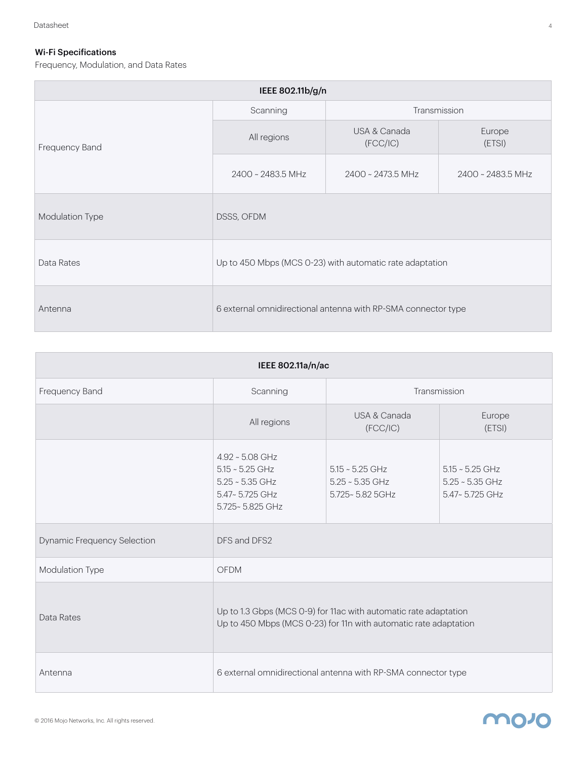## Wi-Fi Specifications

Frequency, Modulation, and Data Rates

| IEEE 802.11b/g/n | | | |
|---|---|---|---|
| Frequency Band | Scanning | Transmission | |
| | All regions | USA & Canada (FCC/IC) | Europe (ETSI) |
| | 2400 ~ 2483.5 MHz | 2400 ~ 2473.5 MHz | 2400 ~ 2483.5 MHz |
| Modulation Type | DSSS, OFDM | | |
| Data Rates | Up to 450 Mbps (MCS 0-23) with automatic rate adaptation | | |
| Antenna | 6 external omnidirectional antenna with RP-SMA connector type | | |

| IEEE 802.11a/n/ac | | | |
|---|---|---|---|
| Frequency Band | Scanning | Transmission | |
| | All regions | USA & Canada (FCC/IC) | Europe (ETSI) |
| | 4.92 ~ 5.08 GHz<br>5.15 ~ 5.25 GHz<br>5.25 ~ 5.35 GHz<br>5.47~ 5.725 GHz<br>5.725~ 5.825 GHz | 5.15 ~ 5.25 GHz<br>5.25 ~ 5.35 GHz<br>5.725~ 5.82 5GHz | 5.15 ~ 5.25 GHz<br>5.25 ~ 5.35 GHz<br>5.47~ 5.725 GHz |
| Dynamic Frequency Selection | DFS and DFS2 | | |
| Modulation Type | OFDM | | |
| Data Rates | Up to 1.3 Gbps (MCS 0-9) for 11ac with automatic rate adaptation<br>Up to 450 Mbps (MCS 0-23) for 11n with automatic rate adaptation | | |
| Antenna | 6 external omnidirectional antenna with RP-SMA connector type | | |

© 2016 Mojo Networks, Inc. All rights reserved.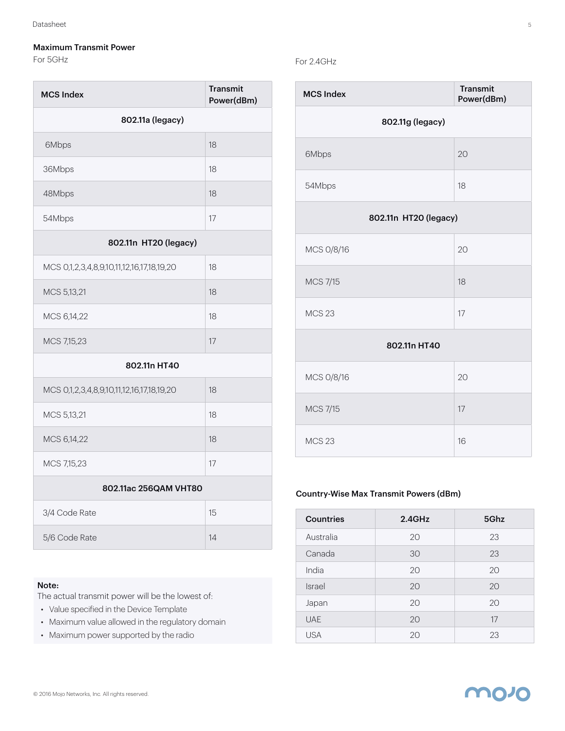### Maximum Transmit Power

For 5GHz

| MCS Index | Transmit Power(dBm) |
|---|---|
| **802.11a (legacy)** | |
| 6Mbps | 18 |
| 36Mbps | 18 |
| 48Mbps | 18 |
| 54Mbps | 17 |
| **802.11n HT20 (legacy)** | |
| MCS 0,1,2,3,4,8,9,10,11,12,16,17,18,19,20 | 18 |
| MCS 5,13,21 | 18 |
| MCS 6,14,22 | 18 |
| MCS 7,15,23 | 17 |
| **802.11n HT40** | |
| MCS 0,1,2,3,4,8,9,10,11,12,16,17,18,19,20 | 18 |
| MCS 5,13,21 | 18 |
| MCS 6,14,22 | 18 |
| MCS 7,15,23 | 17 |
| **802.11ac 256QAM VHT80** | |
| 3/4 Code Rate | 15 |
| 5/6 Code Rate | 14 |

**Note:**
The actual transmit power will be the lowest of:

- Value specified in the Device Template
- Maximum value allowed in the regulatory domain
- Maximum power supported by the radio

For 2.4GHz

| MCS Index | Transmit Power(dBm) |
|---|---|
| **802.11g (legacy)** | |
| 6Mbps | 20 |
| 54Mbps | 18 |
| **802.11n HT20 (legacy)** | |
| MCS 0/8/16 | 20 |
| MCS 7/15 | 18 |
| MCS 23 | 17 |
| **802.11n HT40** | |
| MCS 0/8/16 | 20 |
| MCS 7/15 | 17 |
| MCS 23 | 16 |

#### Country-Wise Max Transmit Powers (dBm)

| Countries | 2.4GHz | 5Ghz |
|---|---|---|
| Australia | 20 | 23 |
| Canada | 30 | 23 |
| India | 20 | 20 |
| Israel | 20 | 20 |
| Japan | 20 | 20 |
| UAE | 20 | 17 |
| USA | 20 | 23 |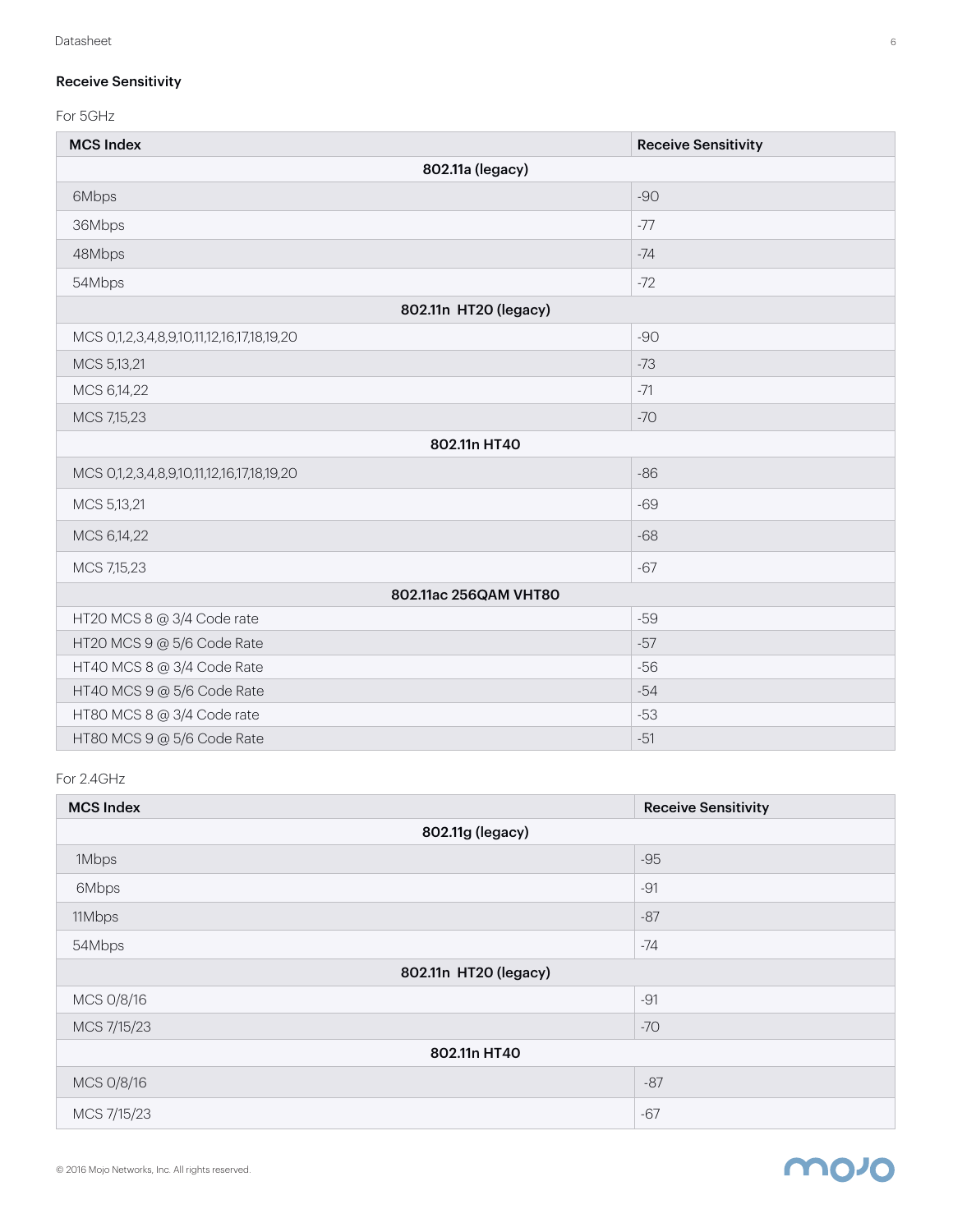### Receive Sensitivity

For 5GHz

| MCS Index | Receive Sensitivity |
|---|---|
| **802.11a (legacy)** | |
| 6Mbps | -90 |
| 36Mbps | -77 |
| 48Mbps | -74 |
| 54Mbps | -72 |
| **802.11n HT20 (legacy)** | |
| MCS 0,1,2,3,4,8,9,10,11,12,16,17,18,19,20 | -90 |
| MCS 5,13,21 | -73 |
| MCS 6,14,22 | -71 |
| MCS 7,15,23 | -70 |
| **802.11n HT40** | |
| MCS 0,1,2,3,4,8,9,10,11,12,16,17,18,19,20 | -86 |
| MCS 5,13,21 | -69 |
| MCS 6,14,22 | -68 |
| MCS 7,15,23 | -67 |
| **802.11ac 256QAM VHT80** | |
| HT20 MCS 8 @ 3/4 Code rate | -59 |
| HT20 MCS 9 @ 5/6 Code Rate | -57 |
| HT40 MCS 8 @ 3/4 Code Rate | -56 |
| HT40 MCS 9 @ 5/6 Code Rate | -54 |
| HT80 MCS 8 @ 3/4 Code rate | -53 |
| HT80 MCS 9 @ 5/6 Code Rate | -51 |

For 2.4GHz

| MCS Index | Receive Sensitivity |
|---|---|
| **802.11g (legacy)** | |
| 1Mbps | -95 |
| 6Mbps | -91 |
| 11Mbps | -87 |
| 54Mbps | -74 |
| **802.11n HT20 (legacy)** | |
| MCS 0/8/16 | -91 |
| MCS 7/15/23 | -70 |
| **802.11n HT40** | |
| MCS 0/8/16 | -87 |
| MCS 7/15/23 | -67 |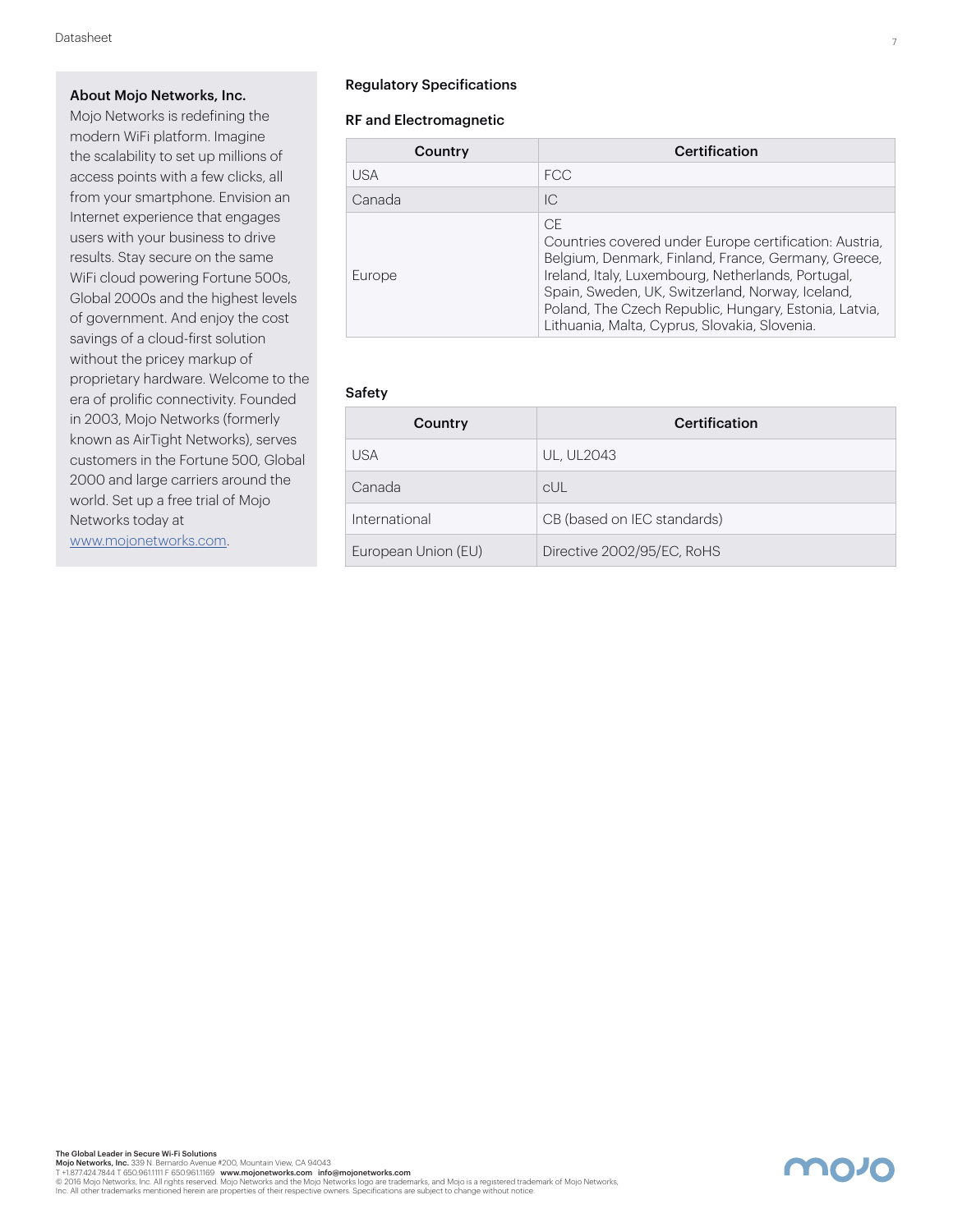## About Mojo Networks, Inc.

Mojo Networks is redefining the modern WiFi platform. Imagine the scalability to set up millions of access points with a few clicks, all from your smartphone. Envision an Internet experience that engages users with your business to drive results. Stay secure on the same WiFi cloud powering Fortune 500s, Global 2000s and the highest levels of government. And enjoy the cost savings of a cloud-first solution without the pricey markup of proprietary hardware. Welcome to the era of prolific connectivity. Founded in 2003, Mojo Networks (formerly known as AirTight Networks), serves customers in the Fortune 500, Global 2000 and large carriers around the world. Set up a free trial of Mojo Networks today at www.mojonetworks.com.

## Regulatory Specifications

### RF and Electromagnetic

| Country | Certification |
|---|---|
| USA | FCC |
| Canada | IC |
| Europe | CE<br>Countries covered under Europe certification: Austria, Belgium, Denmark, Finland, France, Germany, Greece, Ireland, Italy, Luxembourg, Netherlands, Portugal, Spain, Sweden, UK, Switzerland, Norway, Iceland, Poland, The Czech Republic, Hungary, Estonia, Latvia, Lithuania, Malta, Cyprus, Slovakia, Slovenia. |

### Safety

| Country | Certification |
|---|---|
| USA | UL, UL2043 |
| Canada | cUL |
| International | CB (based on IEC standards) |
| European Union (EU) | Directive 2002/95/EC, RoHS |

**The Global Leader in Secure Wi-Fi Solutions**
**Mojo Networks, Inc.** 339 N. Bernardo Avenue #200, Mountain View, CA 94043
T +1.877.424.7844 T 650.961.1111 F 650.961.1169 **www.mojonetworks.com info@mojonetworks.com**
© 2016 Mojo Networks, Inc. All rights reserved. Mojo Networks and the Mojo Networks logo are trademarks, and Mojo is a registered trademark of Mojo Networks, Inc. All other trademarks mentioned herein are properties of their respective owners. Specifications are subject to change without notice.